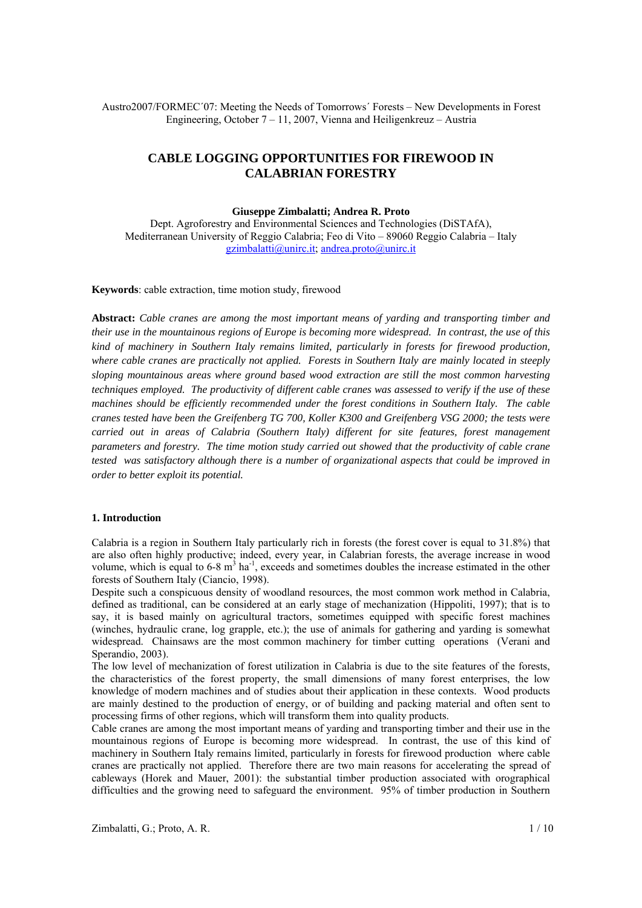Austro2007/FORMEC´07: Meeting the Needs of Tomorrows´ Forests – New Developments in Forest Engineering, October 7 – 11, 2007, Vienna and Heiligenkreuz – Austria

# CABLE LOGGING OPPORTUNITIES FOR FIREWOOD IN CALABRIAN FORESTRY

**Giuseppe Zimbalatti; Andrea R. Proto**

Dept. Agroforestry and Environmental Sciences and Technologies (DiSTAfA), Mediterranean University of Reggio Calabria; Feo di Vito – 89060 Reggio Calabria – Italy
gzimbalatti@unirc.it; andrea.proto@unirc.it

**Keywords**: cable extraction, time motion study, firewood

**Abstract:** *Cable cranes are among the most important means of yarding and transporting timber and their use in the mountainous regions of Europe is becoming more widespread. In contrast, the use of this kind of machinery in Southern Italy remains limited, particularly in forests for firewood production, where cable cranes are practically not applied. Forests in Southern Italy are mainly located in steeply sloping mountainous areas where ground based wood extraction are still the most common harvesting techniques employed. The productivity of different cable cranes was assessed to verify if the use of these machines should be efficiently recommended under the forest conditions in Southern Italy. The cable cranes tested have been the Greifenberg TG 700, Koller K300 and Greifenberg VSG 2000; the tests were carried out in areas of Calabria (Southern Italy) different for site features, forest management parameters and forestry. The time motion study carried out showed that the productivity of cable crane tested was satisfactory although there is a number of organizational aspects that could be improved in order to better exploit its potential.*

## 1. Introduction

Calabria is a region in Southern Italy particularly rich in forests (the forest cover is equal to 31.8%) that are also often highly productive; indeed, every year, in Calabrian forests, the average increase in wood volume, which is equal to 6-8 $m^3$ $ha^{-1}$, exceeds and sometimes doubles the increase estimated in the other forests of Southern Italy (Ciancio, 1998).

Despite such a conspicuous density of woodland resources, the most common work method in Calabria, defined as traditional, can be considered at an early stage of mechanization (Hippoliti, 1997); that is to say, it is based mainly on agricultural tractors, sometimes equipped with specific forest machines (winches, hydraulic crane, log grapple, etc.); the use of animals for gathering and yarding is somewhat widespread. Chainsaws are the most common machinery for timber cutting operations (Verani and Sperandio, 2003).

The low level of mechanization of forest utilization in Calabria is due to the site features of the forests, the characteristics of the forest property, the small dimensions of many forest enterprises, the low knowledge of modern machines and of studies about their application in these contexts. Wood products are mainly destined to the production of energy, or of building and packing material and often sent to processing firms of other regions, which will transform them into quality products.

Cable cranes are among the most important means of yarding and transporting timber and their use in the mountainous regions of Europe is becoming more widespread. In contrast, the use of this kind of machinery in Southern Italy remains limited, particularly in forests for firewood production where cable cranes are practically not applied. Therefore there are two main reasons for accelerating the spread of cableways (Horek and Mauer, 2001): the substantial timber production associated with orographical difficulties and the growing need to safeguard the environment. 95% of timber production in Southern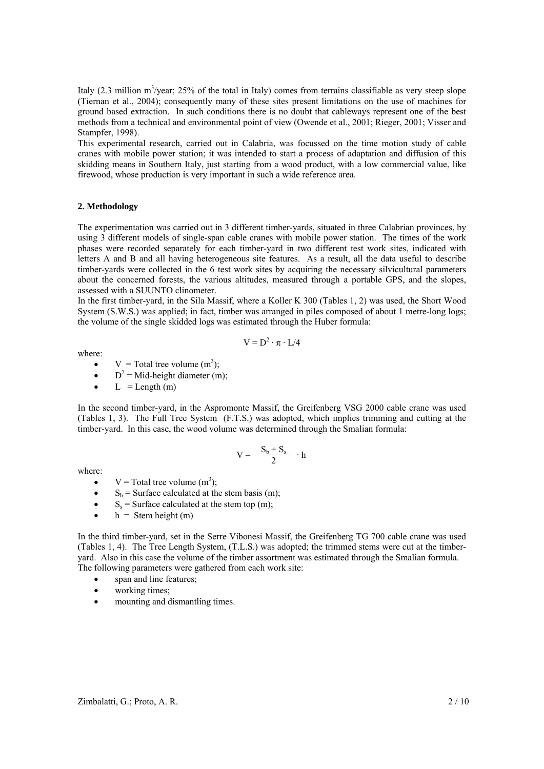Italy (2.3 million $m^3$/year; 25% of the total in Italy) comes from terrains classifiable as very steep slope (Tiernan et al., 2004); consequently many of these sites present limitations on the use of machines for ground based extraction. In such conditions there is no doubt that cableways represent one of the best methods from a technical and environmental point of view (Owende et al., 2001; Rieger, 2001; Visser and Stampfer, 1998).

This experimental research, carried out in Calabria, was focussed on the time motion study of cable cranes with mobile power station; it was intended to start a process of adaptation and diffusion of this skidding means in Southern Italy, just starting from a wood product, with a low commercial value, like firewood, whose production is very important in such a wide reference area.

## 2. Methodology

The experimentation was carried out in 3 different timber-yards, situated in three Calabrian provinces, by using 3 different models of single-span cable cranes with mobile power station. The times of the work phases were recorded separately for each timber-yard in two different test work sites, indicated with letters A and B and all having heterogeneous site features. As a result, all the data useful to describe timber-yards were collected in the 6 test work sites by acquiring the necessary silvicultural parameters about the concerned forests, the various altitudes, measured through a portable GPS, and the slopes, assessed with a SUUNTO clinometer.

In the first timber-yard, in the Sila Massif, where a Koller K 300 (Tables 1, 2) was used, the Short Wood System (S.W.S.) was applied; in fact, timber was arranged in piles composed of about 1 metre-long logs; the volume of the single skidded logs was estimated through the Huber formula:

$$V = D^2 \cdot \pi \cdot L/4$$

where:

- $V$ = Total tree volume ($m^3$);
- $D^2$ = Mid-height diameter (m);
- $L$ = Length (m)

In the second timber-yard, in the Aspromonte Massif, the Greifenberg VSG 2000 cable crane was used (Tables 1, 3). The Full Tree System (F.T.S.) was adopted, which implies trimming and cutting at the timber-yard. In this case, the wood volume was determined through the Smalian formula:

$$V = \frac{S_b + S_s}{2} \cdot h$$

where:

- $V$ = Total tree volume ($m^3$);
- $S_b$ = Surface calculated at the stem basis (m);
- $S_s$ = Surface calculated at the stem top (m);
- $h$ = Stem height (m)

In the third timber-yard, set in the Serre Vibonesi Massif, the Greifenberg TG 700 cable crane was used (Tables 1, 4). The Tree Length System, (T.L.S.) was adopted; the trimmed stems were cut at the timber-yard. Also in this case the volume of the timber assortment was estimated through the Smalian formula.

The following parameters were gathered from each work site:

- span and line features;
- working times;
- mounting and dismantling times.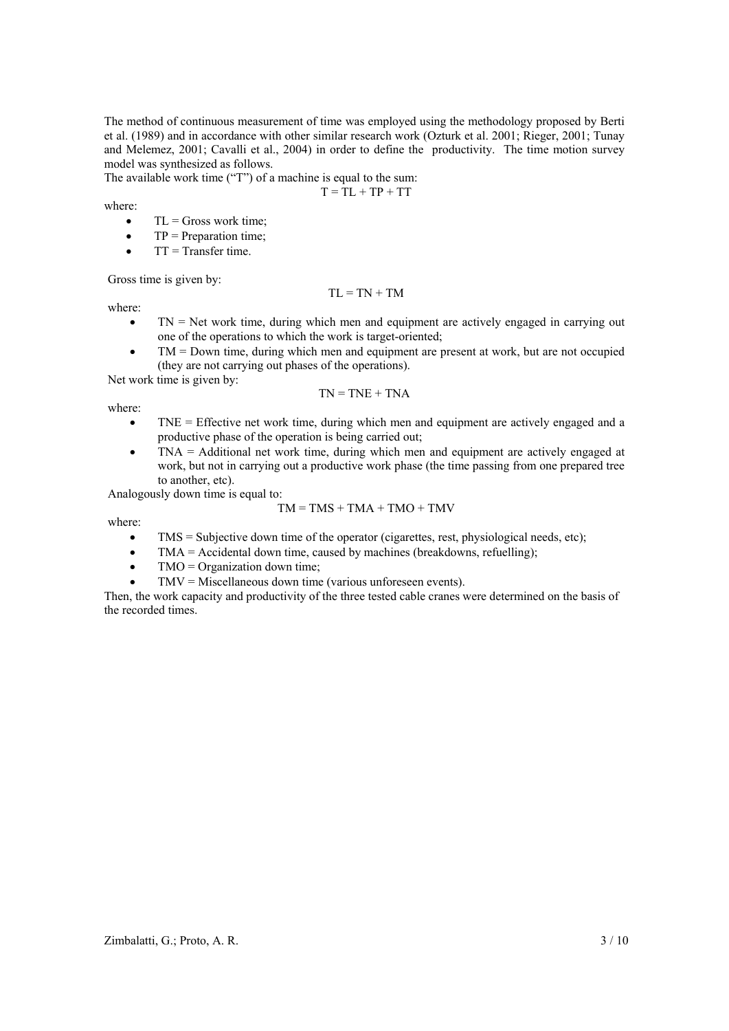The method of continuous measurement of time was employed using the methodology proposed by Berti et al. (1989) and in accordance with other similar research work (Ozturk et al. 2001; Rieger, 2001; Tunay and Melemez, 2001; Cavalli et al., 2004) in order to define the productivity. The time motion survey model was synthesized as follows.

The available work time ("T") of a machine is equal to the sum:

$$T = TL + TP + TT$$

where:

- TL = Gross work time;
- TP = Preparation time;
- TT = Transfer time.

Gross time is given by:

$$TL = TN + TM$$

where:

- TN = Net work time, during which men and equipment are actively engaged in carrying out one of the operations to which the work is target-oriented;
- TM = Down time, during which men and equipment are present at work, but are not occupied (they are not carrying out phases of the operations).

Net work time is given by:

$$TN = TNE + TNA$$

where:

- TNE = Effective net work time, during which men and equipment are actively engaged and a productive phase of the operation is being carried out;
- TNA = Additional net work time, during which men and equipment are actively engaged at work, but not in carrying out a productive work phase (the time passing from one prepared tree to another, etc).

Analogously down time is equal to:

$$TM = TMS + TMA + TMO + TMV$$

where:

- TMS = Subjective down time of the operator (cigarettes, rest, physiological needs, etc);
- TMA = Accidental down time, caused by machines (breakdowns, refuelling);
- TMO = Organization down time;
- TMV = Miscellaneous down time (various unforeseen events).

Then, the work capacity and productivity of the three tested cable cranes were determined on the basis of the recorded times.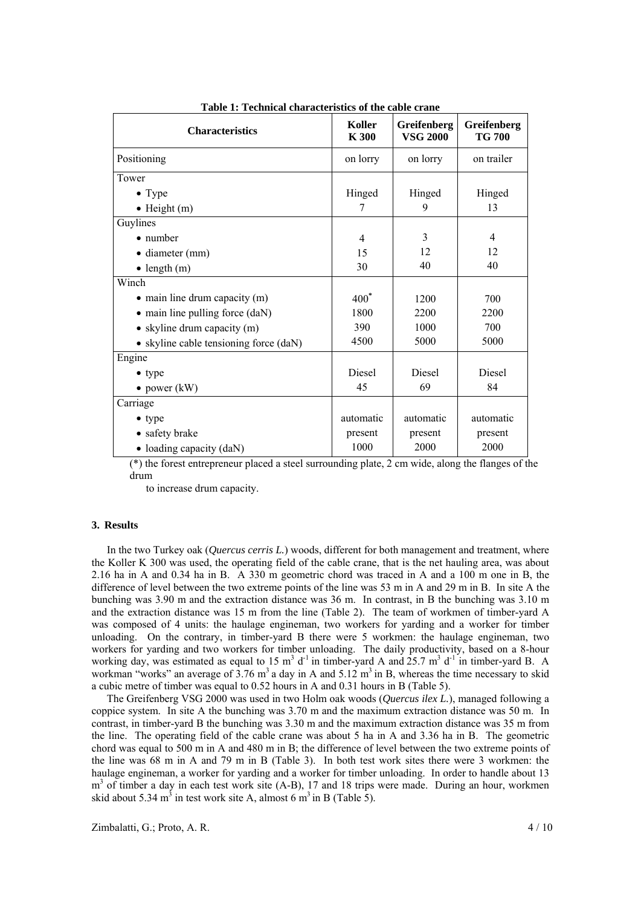**Table 1: Technical characteristics of the cable crane**

| Characteristics | Koller K 300 | Greifenberg VSG 2000 | Greifenberg TG 700 |
|---|---|---|---|
| Positioning | on lorry | on lorry | on trailer |
| Tower | | | |
| • Type | Hinged | Hinged | Hinged |
| • Height (m) | 7 | 9 | 13 |
| Guylines | | | |
| • number | 4 | 3 | 4 |
| • diameter (mm) | 15 | 12 | 12 |
| • length (m) | 30 | 40 | 40 |
| Winch | | | |
| • main line drum capacity (m) | 400* | 1200 | 700 |
| • main line pulling force (daN) | 1800 | 2200 | 2200 |
| • skyline drum capacity (m) | 390 | 1000 | 700 |
| • skyline cable tensioning force (daN) | 4500 | 5000 | 5000 |
| Engine | | | |
| • type | Diesel | Diesel | Diesel |
| • power (kW) | 45 | 69 | 84 |
| Carriage | | | |
| • type | automatic | automatic | automatic |
| • safety brake | present | present | present |
| • loading capacity (daN) | 1000 | 2000 | 2000 |

(*) the forest entrepreneur placed a steel surrounding plate, 2 cm wide, along the flanges of the drum to increase drum capacity.

### 3. Results

In the two Turkey oak (*Quercus cerris L.*) woods, different for both management and treatment, where the Koller K 300 was used, the operating field of the cable crane, that is the net hauling area, was about 2.16 ha in A and 0.34 ha in B. A 330 m geometric chord was traced in A and a 100 m one in B, the difference of level between the two extreme points of the line was 53 m in A and 29 m in B. In site A the bunching was 3.90 m and the extraction distance was 36 m. In contrast, in B the bunching was 3.10 m and the extraction distance was 15 m from the line (Table 2). The team of workmen of timber-yard A was composed of 4 units: the haulage engineman, two workers for yarding and a worker for timber unloading. On the contrary, in timber-yard B there were 5 workmen: the haulage engineman, two workers for yarding and two workers for timber unloading. The daily productivity, based on a 8-hour working day, was estimated as equal to 15 $m^3$ $d^{-1}$ in timber-yard A and 25.7 $m^3$ $d^{-1}$ in timber-yard B. A workman "works" an average of 3.76 $m^3$ a day in A and 5.12 $m^3$ in B, whereas the time necessary to skid a cubic metre of timber was equal to 0.52 hours in A and 0.31 hours in B (Table 5).

The Greifenberg VSG 2000 was used in two Holm oak woods (*Quercus ilex L.*), managed following a coppice system. In site A the bunching was 3.70 m and the maximum extraction distance was 50 m. In contrast, in timber-yard B the bunching was 3.30 m and the maximum extraction distance was 35 m from the line. The operating field of the cable crane was about 5 ha in A and 3.36 ha in B. The geometric chord was equal to 500 m in A and 480 m in B; the difference of level between the two extreme points of the line was 68 m in A and 79 m in B (Table 3). In both test work sites there were 3 workmen: the haulage engineman, a worker for yarding and a worker for timber unloading. In order to handle about 13 $m^3$ of timber a day in each test work site (A-B), 17 and 18 trips were made. During an hour, workmen skid about 5.34 $m^3$ in test work site A, almost 6 $m^3$ in B (Table 5).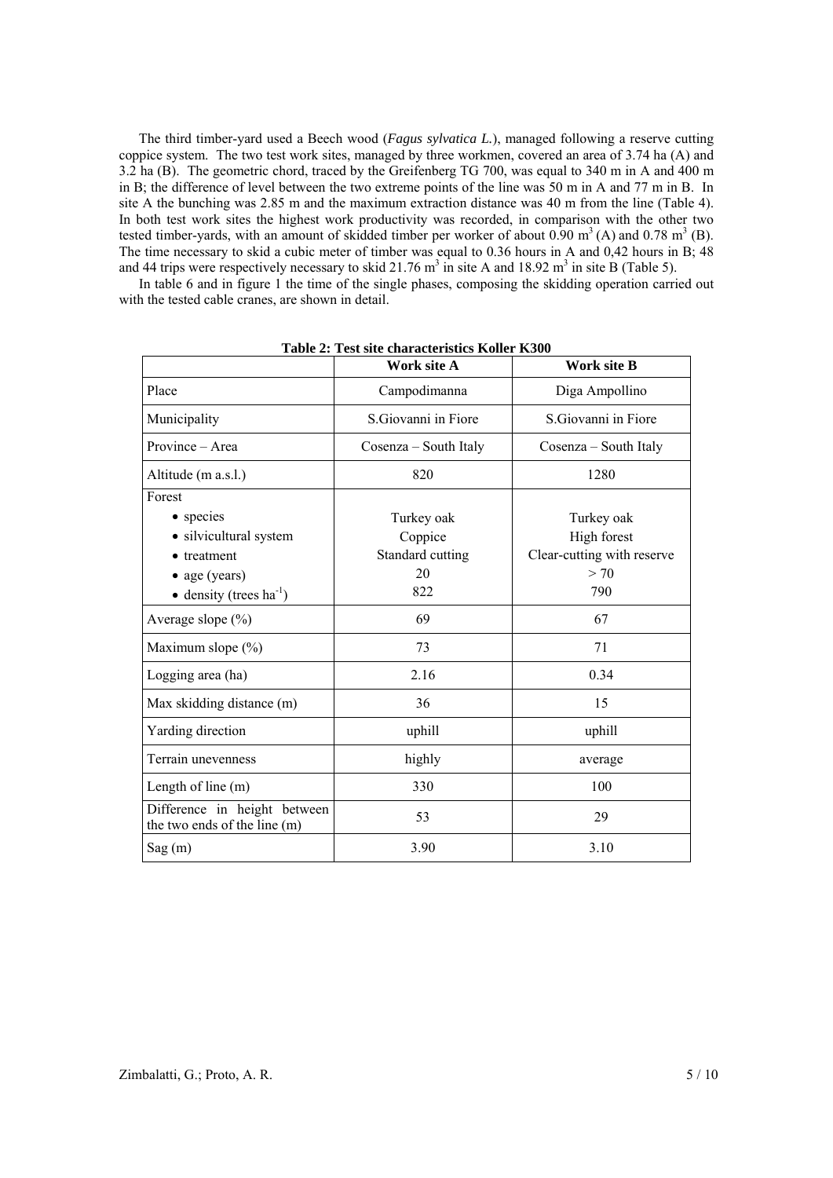The third timber-yard used a Beech wood (*Fagus sylvatica L.*), managed following a reserve cutting coppice system. The two test work sites, managed by three workmen, covered an area of 3.74 ha (A) and 3.2 ha (B). The geometric chord, traced by the Greifenberg TG 700, was equal to 340 m in A and 400 m in B; the difference of level between the two extreme points of the line was 50 m in A and 77 m in B. In site A the bunching was 2.85 m and the maximum extraction distance was 40 m from the line (Table 4). In both test work sites the highest work productivity was recorded, in comparison with the other two tested timber-yards, with an amount of skidded timber per worker of about 0.90 $m^3$ (A) and 0.78 $m^3$ (B). The time necessary to skid a cubic meter of timber was equal to 0.36 hours in A and 0,42 hours in B; 48 and 44 trips were respectively necessary to skid 21.76 $m^3$ in site A and 18.92 $m^3$ in site B (Table 5).

In table 6 and in figure 1 the time of the single phases, composing the skidding operation carried out with the tested cable cranes, are shown in detail.

**Table 2: Test site characteristics Koller K300**

| | Work site A | Work site B |
|---|---|---|
| Place | Campodimanna | Diga Ampollino |
| Municipality | S.Giovanni in Fiore | S.Giovanni in Fiore |
| Province – Area | Cosenza – South Italy | Cosenza – South Italy |
| Altitude (m a.s.l.) | 820 | 1280 |
| Forest<br>• species<br>• silvicultural system<br>• treatment<br>• age (years)<br>• density (trees $ha^{-1}$) | <br>Turkey oak<br>Coppice<br>Standard cutting<br>20<br>822 | <br>Turkey oak<br>High forest<br>Clear-cutting with reserve<br>> 70<br>790 |
| Average slope (%) | 69 | 67 |
| Maximum slope (%) | 73 | 71 |
| Logging area (ha) | 2.16 | 0.34 |
| Max skidding distance (m) | 36 | 15 |
| Yarding direction | uphill | uphill |
| Terrain unevenness | highly | average |
| Length of line (m) | 330 | 100 |
| Difference in height between the two ends of the line (m) | 53 | 29 |
| Sag (m) | 3.90 | 3.10 |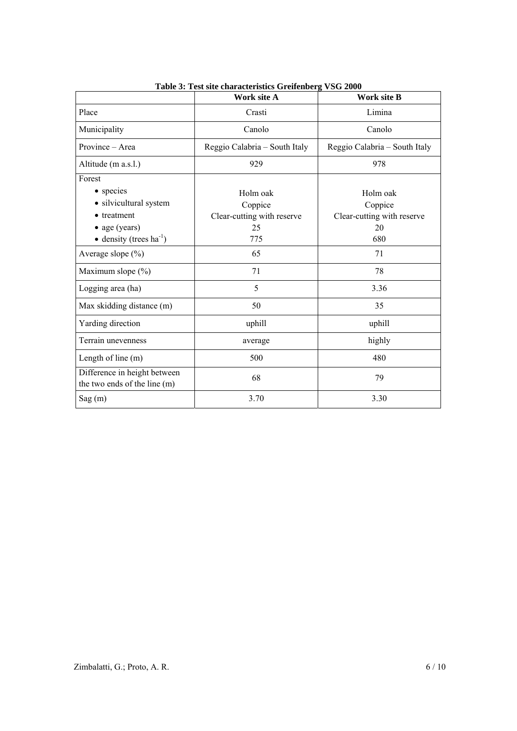**Table 3: Test site characteristics Greifenberg VSG 2000**

| | Work site A | Work site B |
|---|---|---|
| Place | Crasti | Limina |
| Municipality | Canolo | Canolo |
| Province – Area | Reggio Calabria – South Italy | Reggio Calabria – South Italy |
| Altitude (m a.s.l.) | 929 | 978 |
| Forest<br>• species<br>• silvicultural system<br>• treatment<br>• age (years)<br>• density (trees $ha^{-1}$) | <br>Holm oak<br>Coppice<br>Clear-cutting with reserve<br>25<br>775 | <br>Holm oak<br>Coppice<br>Clear-cutting with reserve<br>20<br>680 |
| Average slope (%) | 65 | 71 |
| Maximum slope (%) | 71 | 78 |
| Logging area (ha) | 5 | 3.36 |
| Max skidding distance (m) | 50 | 35 |
| Yarding direction | uphill | uphill |
| Terrain unevenness | average | highly |
| Length of line (m) | 500 | 480 |
| Difference in height between the two ends of the line (m) | 68 | 79 |
| Sag (m) | 3.70 | 3.30 |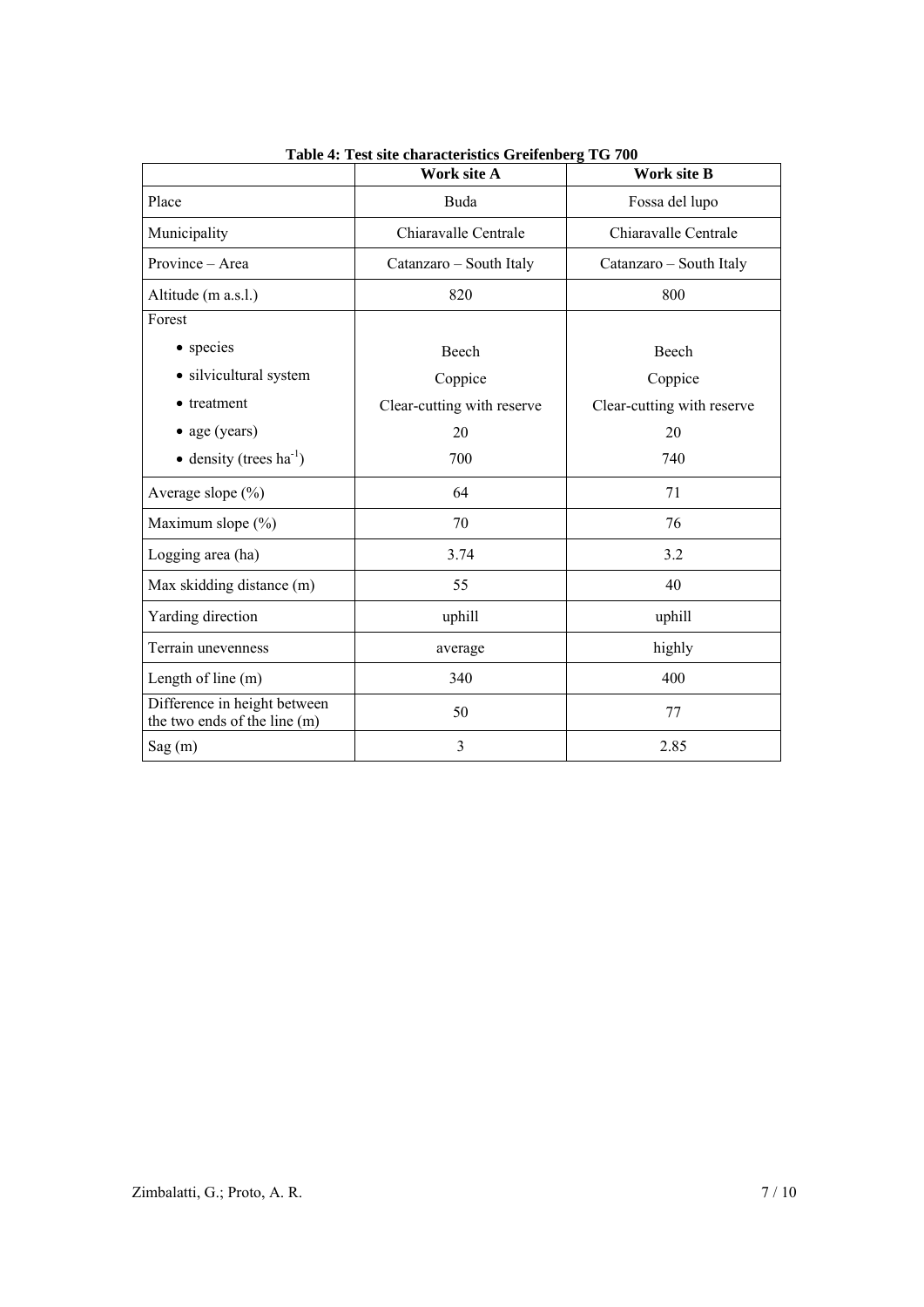**Table 4: Test site characteristics Greifenberg TG 700**

| | Work site A | Work site B |
|---|---|---|
| Place | Buda | Fossa del lupo |
| Municipality | Chiaravalle Centrale | Chiaravalle Centrale |
| Province – Area | Catanzaro – South Italy | Catanzaro – South Italy |
| Altitude (m a.s.l.) | 820 | 800 |
| Forest | | |
| • species | Beech | Beech |
| • silvicultural system | Coppice | Coppice |
| • treatment | Clear-cutting with reserve | Clear-cutting with reserve |
| • age (years) | 20 | 20 |
| • density (trees $ha^{-1}$) | 700 | 740 |
| Average slope (%) | 64 | 71 |
| Maximum slope (%) | 70 | 76 |
| Logging area (ha) | 3.74 | 3.2 |
| Max skidding distance (m) | 55 | 40 |
| Yarding direction | uphill | uphill |
| Terrain unevenness | average | highly |
| Length of line (m) | 340 | 400 |
| Difference in height between the two ends of the line (m) | 50 | 77 |
| Sag (m) | 3 | 2.85 |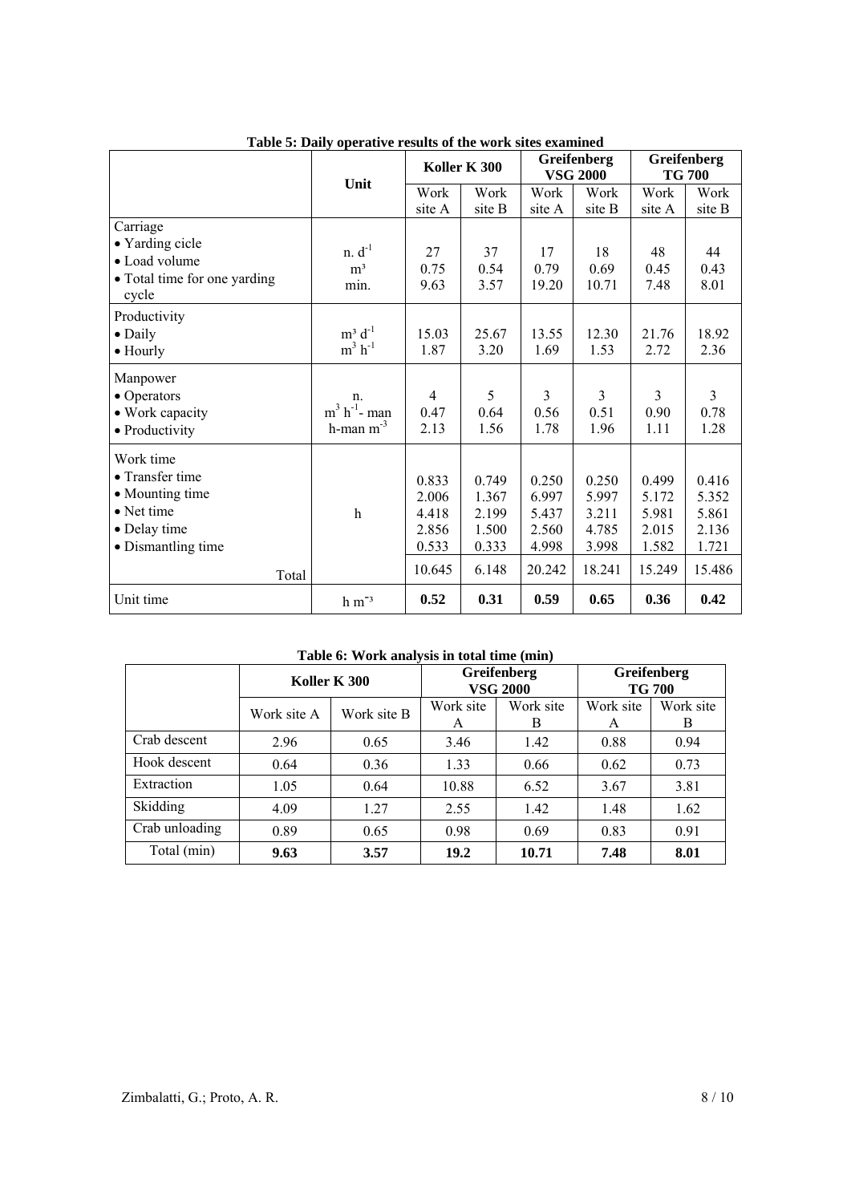**Table 5: Daily operative results of the work sites examined**

| | Unit | Koller K 300 | | Greifenberg VSG 2000 | | Greifenberg TG 700 | |
|---|---|---|---|---|---|---|---|
| | | Work site A | Work site B | Work site A | Work site B | Work site A | Work site B |
| **Carriage** | | | | | | | |
| • Yarding cicle | n. $d^{-1}$ | 27 | 37 | 17 | 18 | 48 | 44 |
| • Load volume | m³ | 0.75 | 0.54 | 0.79 | 0.69 | 0.45 | 0.43 |
| • Total time for one yarding cycle | min. | 9.63 | 3.57 | 19.20 | 10.71 | 7.48 | 8.01 |
| **Productivity** | | | | | | | |
| • Daily | $m^3\ d^{-1}$ | 15.03 | 25.67 | 13.55 | 12.30 | 21.76 | 18.92 |
| • Hourly | $m^3\ h^{-1}$ | 1.87 | 3.20 | 1.69 | 1.53 | 2.72 | 2.36 |
| **Manpower** | | | | | | | |
| • Operators | n. | 4 | 5 | 3 | 3 | 3 | 3 |
| • Work capacity | $m^3\ h^{-1}$- man | 0.47 | 0.64 | 0.56 | 0.51 | 0.90 | 0.78 |
| • Productivity | h-man $m^{-3}$ | 2.13 | 1.56 | 1.78 | 1.96 | 1.11 | 1.28 |
| **Work time** | h | | | | | | |
| • Transfer time | | 0.833 | 0.749 | 0.250 | 0.250 | 0.499 | 0.416 |
| • Mounting time | | 2.006 | 1.367 | 6.997 | 5.997 | 5.172 | 5.352 |
| • Net time | | 4.418 | 2.199 | 5.437 | 3.211 | 5.981 | 5.861 |
| • Delay time | | 2.856 | 1.500 | 2.560 | 4.785 | 2.015 | 2.136 |
| • Dismantling time | | 0.533 | 0.333 | 4.998 | 3.998 | 1.582 | 1.721 |
| Total | | 10.645 | 6.148 | 20.242 | 18.241 | 15.249 | 15.486 |
| Unit time | $h\ m^{-3}$ | **0.52** | **0.31** | **0.59** | **0.65** | **0.36** | **0.42** |

**Table 6: Work analysis in total time (min)**

| | Koller K 300 | | Greifenberg VSG 2000 | | Greifenberg TG 700 | |
|---|---|---|---|---|---|---|
| | Work site A | Work site B | Work site A | Work site B | Work site A | Work site B |
| Crab descent | 2.96 | 0.65 | 3.46 | 1.42 | 0.88 | 0.94 |
| Hook descent | 0.64 | 0.36 | 1.33 | 0.66 | 0.62 | 0.73 |
| Extraction | 1.05 | 0.64 | 10.88 | 6.52 | 3.67 | 3.81 |
| Skidding | 4.09 | 1.27 | 2.55 | 1.42 | 1.48 | 1.62 |
| Crab unloading | 0.89 | 0.65 | 0.98 | 0.69 | 0.83 | 0.91 |
| Total (min) | **9.63** | **3.57** | **19.2** | **10.71** | **7.48** | **8.01** |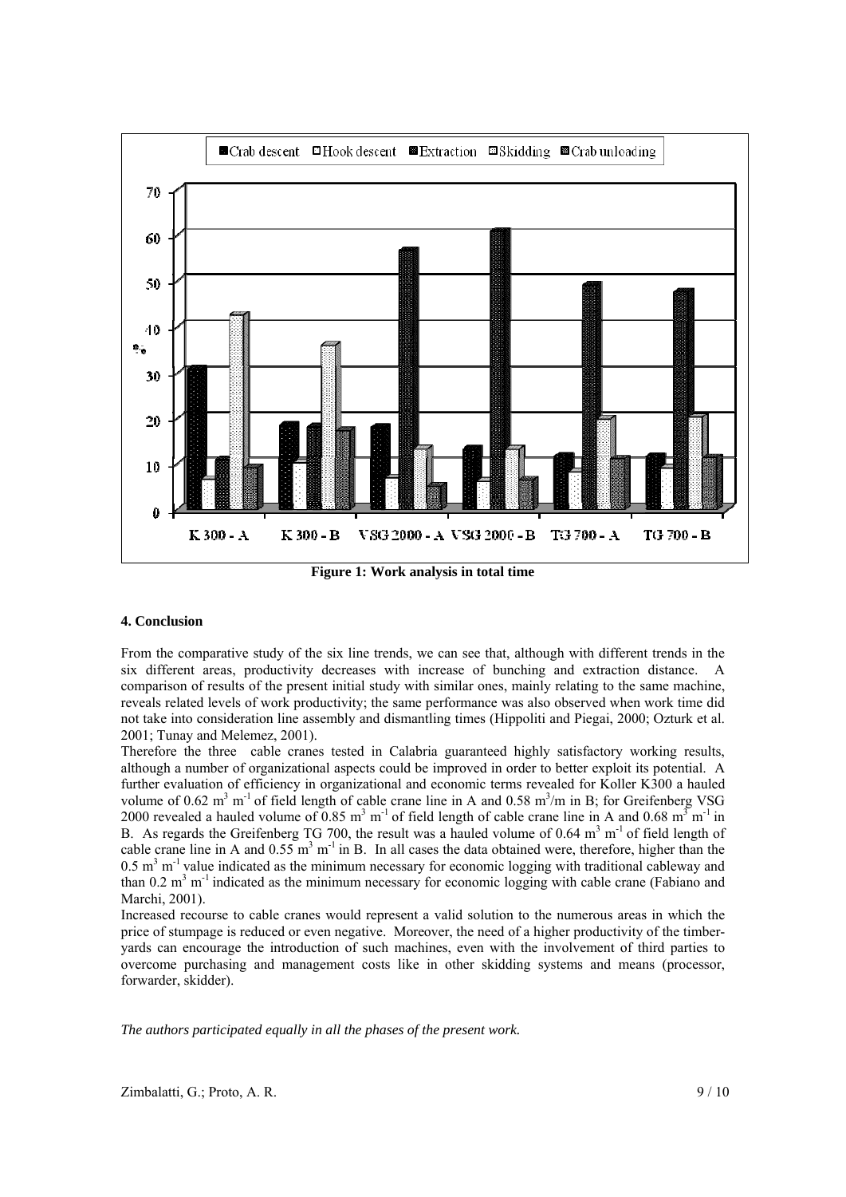**Figure 1: Work analysis in total time**

### 4. Conclusion

From the comparative study of the six line trends, we can see that, although with different trends in the six different areas, productivity decreases with increase of bunching and extraction distance. A comparison of results of the present initial study with similar ones, mainly relating to the same machine, reveals related levels of work productivity; the same performance was also observed when work time did not take into consideration line assembly and dismantling times (Hippoliti and Piegai, 2000; Ozturk et al. 2001; Tunay and Melemez, 2001).

Therefore the three cable cranes tested in Calabria guaranteed highly satisfactory working results, although a number of organizational aspects could be improved in order to better exploit its potential. A further evaluation of efficiency in organizational and economic terms revealed for Koller K300 a hauled volume of 0.62 $m^3$ $m^{-1}$ of field length of cable crane line in A and 0.58 $m^3$/m in B; for Greifenberg VSG 2000 revealed a hauled volume of 0.85 $m^3$ $m^{-1}$ of field length of cable crane line in A and 0.68 $m^3$ $m^{-1}$ in B. As regards the Greifenberg TG 700, the result was a hauled volume of 0.64 $m^3$ $m^{-1}$ of field length of cable crane line in A and 0.55 $m^3$ $m^{-1}$ in B. In all cases the data obtained were, therefore, higher than the 0.5 $m^3$ $m^{-1}$ value indicated as the minimum necessary for economic logging with traditional cableway and than 0.2 $m^3$ $m^{-1}$ indicated as the minimum necessary for economic logging with cable crane (Fabiano and Marchi, 2001).

Increased recourse to cable cranes would represent a valid solution to the numerous areas in which the price of stumpage is reduced or even negative. Moreover, the need of a higher productivity of the timber-yards can encourage the introduction of such machines, even with the involvement of third parties to overcome purchasing and management costs like in other skidding systems and means (processor, forwarder, skidder).

*The authors participated equally in all the phases of the present work.*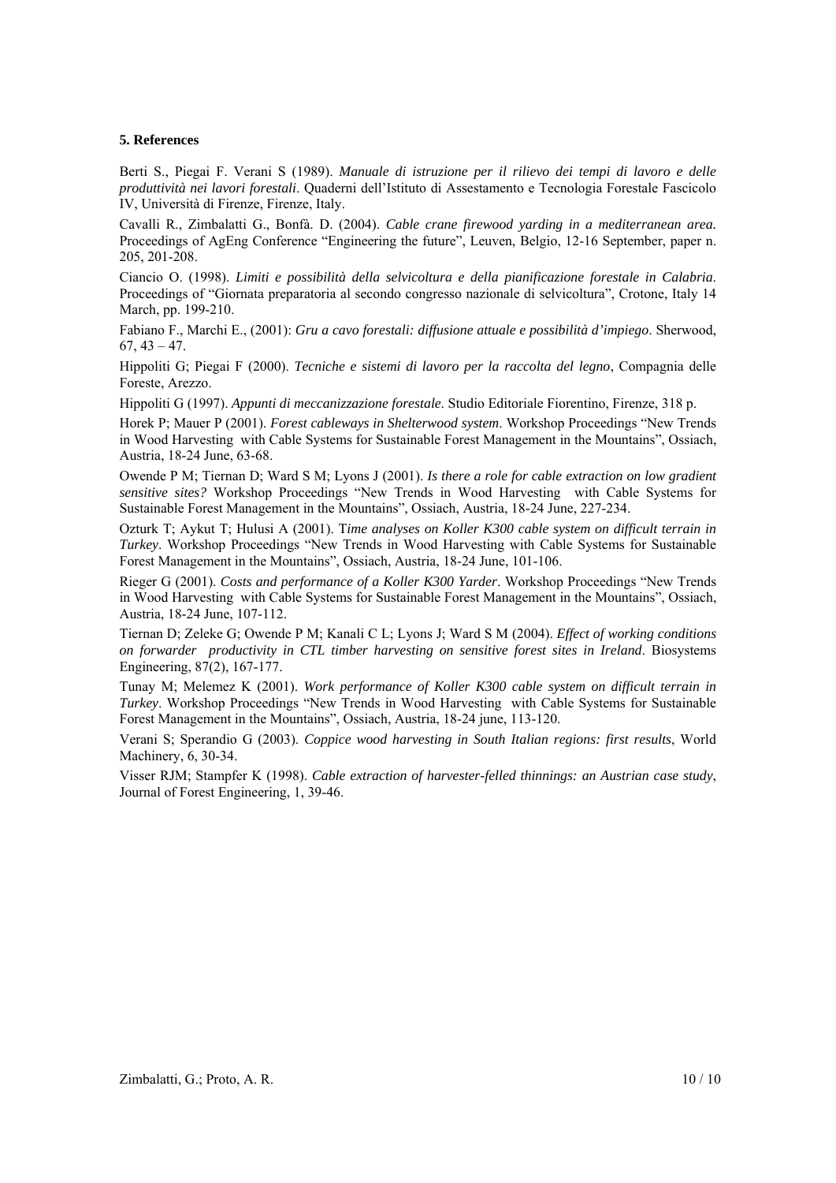**5. References**

Berti S., Piegai F. Verani S (1989). *Manuale di istruzione per il rilievo dei tempi di lavoro e delle produttività nei lavori forestali*. Quaderni dell'Istituto di Assestamento e Tecnologia Forestale Fascicolo IV, Università di Firenze, Firenze, Italy.

Cavalli R., Zimbalatti G., Bonfà. D. (2004). *Cable crane firewood yarding in a mediterranean area*. Proceedings of AgEng Conference "Engineering the future", Leuven, Belgio, 12-16 September, paper n. 205, 201-208.

Ciancio O. (1998). *Limiti e possibilità della selvicoltura e della pianificazione forestale in Calabria*. Proceedings of "Giornata preparatoria al secondo congresso nazionale di selvicoltura", Crotone, Italy 14 March, pp. 199-210.

Fabiano F., Marchi E., (2001): *Gru a cavo forestali: diffusione attuale e possibilità d'impiego*. Sherwood, 67, 43 – 47.

Hippoliti G; Piegai F (2000). *Tecniche e sistemi di lavoro per la raccolta del legno*, Compagnia delle Foreste, Arezzo.

Hippoliti G (1997). *Appunti di meccanizzazione forestale*. Studio Editoriale Fiorentino, Firenze, 318 p.

Horek P; Mauer P (2001). *Forest cableways in Shelterwood system*. Workshop Proceedings "New Trends in Wood Harvesting with Cable Systems for Sustainable Forest Management in the Mountains", Ossiach, Austria, 18-24 June, 63-68.

Owende P M; Tiernan D; Ward S M; Lyons J (2001). *Is there a role for cable extraction on low gradient sensitive sites?* Workshop Proceedings "New Trends in Wood Harvesting with Cable Systems for Sustainable Forest Management in the Mountains", Ossiach, Austria, 18-24 June, 227-234.

Ozturk T; Aykut T; Hulusi A (2001). T*ime analyses on Koller K300 cable system on difficult terrain in Turkey*. Workshop Proceedings "New Trends in Wood Harvesting with Cable Systems for Sustainable Forest Management in the Mountains", Ossiach, Austria, 18-24 June, 101-106.

Rieger G (2001). *Costs and performance of a Koller K300 Yarder*. Workshop Proceedings "New Trends in Wood Harvesting with Cable Systems for Sustainable Forest Management in the Mountains", Ossiach, Austria, 18-24 June, 107-112.

Tiernan D; Zeleke G; Owende P M; Kanali C L; Lyons J; Ward S M (2004). *Effect of working conditions on forwarder productivity in CTL timber harvesting on sensitive forest sites in Ireland*. Biosystems Engineering, 87(2), 167-177.

Tunay M; Melemez K (2001). *Work performance of Koller K300 cable system on difficult terrain in Turkey*. Workshop Proceedings "New Trends in Wood Harvesting with Cable Systems for Sustainable Forest Management in the Mountains", Ossiach, Austria, 18-24 june, 113-120.

Verani S; Sperandio G (2003). *Coppice wood harvesting in South Italian regions: first results*, World Machinery, 6, 30-34.

Visser RJM; Stampfer K (1998). *Cable extraction of harvester-felled thinnings: an Austrian case study*, Journal of Forest Engineering, 1, 39-46.